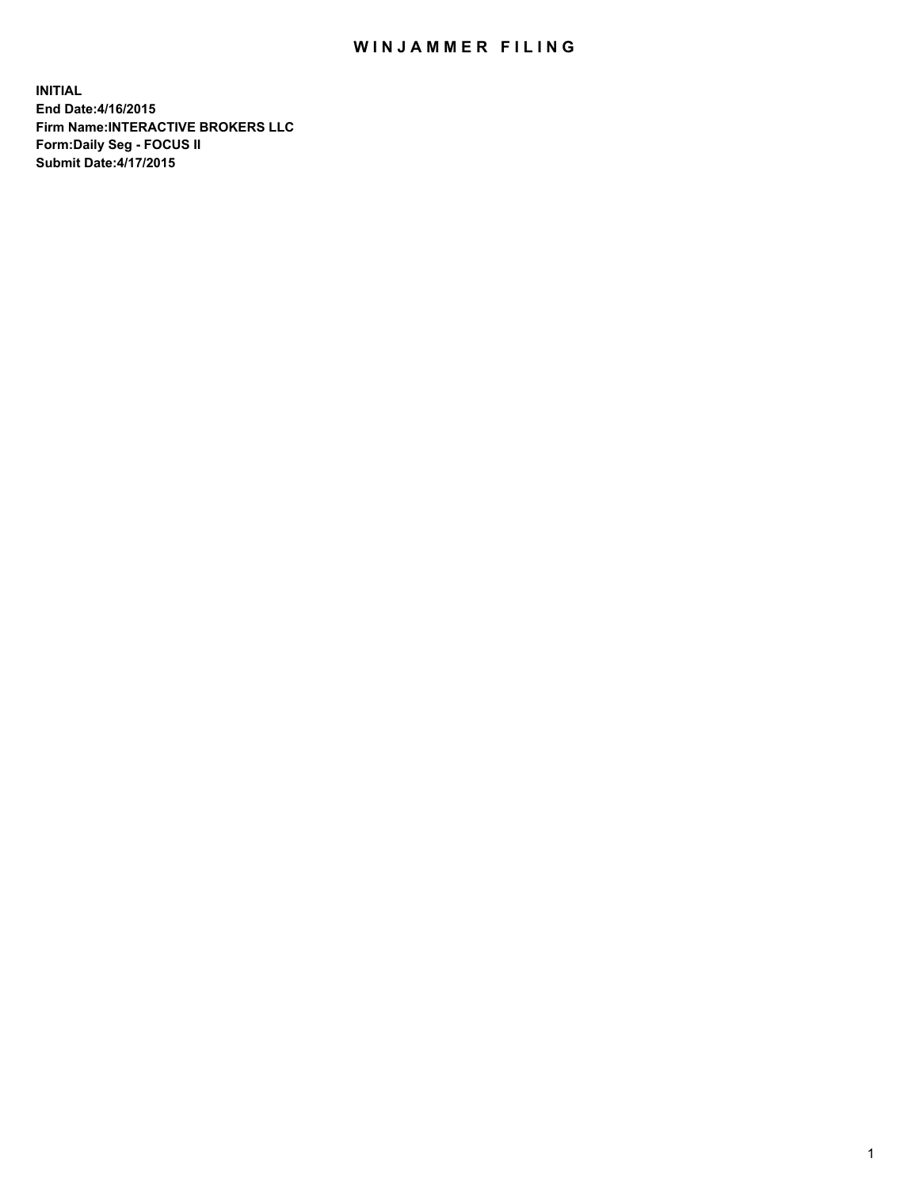# WINJAMMER FILING

**INITIAL**
**End Date:4/16/2015**
**Firm Name:INTERACTIVE BROKERS LLC**
**Form:Daily Seg - FOCUS II**
**Submit Date:4/17/2015**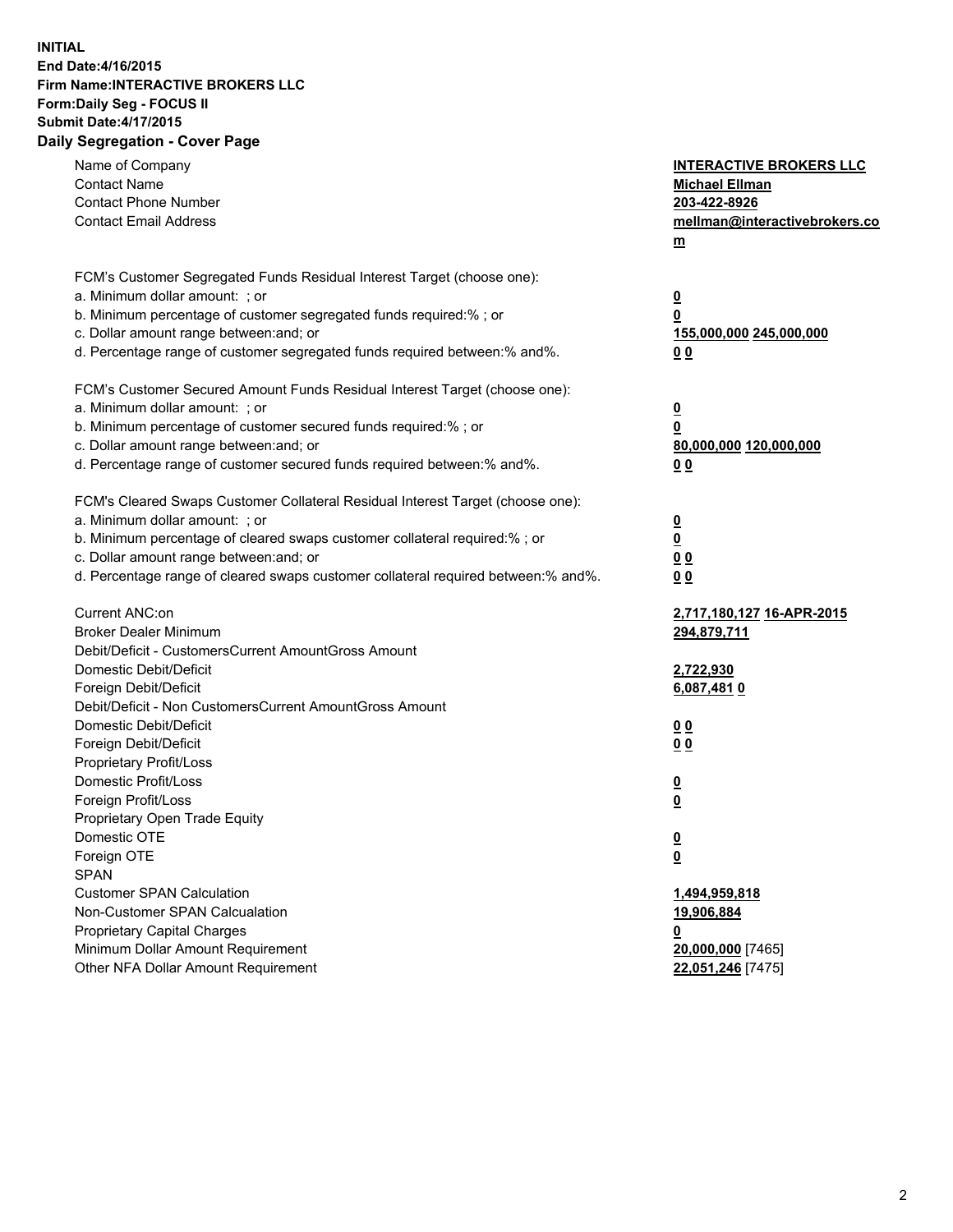**INITIAL**
**End Date:4/16/2015**
**Firm Name:INTERACTIVE BROKERS LLC**
**Form:Daily Seg - FOCUS II**
**Submit Date:4/17/2015**

## Daily Segregation - Cover Page

| | |
|---|---|
| Name of Company | **INTERACTIVE BROKERS LLC** |
| Contact Name | **Michael Ellman** |
| Contact Phone Number | **203-422-8926** |
| Contact Email Address | **mellman@interactivebrokers.com** |
| | |
| FCM's Customer Segregated Funds Residual Interest Target (choose one): | |
| a. Minimum dollar amount: ; or | **0** |
| b. Minimum percentage of customer segregated funds required:% ; or | **0** |
| c. Dollar amount range between:and; or | **155,000,000** **245,000,000** |
| d. Percentage range of customer segregated funds required between:% and%. | **0** **0** |
| | |
| FCM's Customer Secured Amount Funds Residual Interest Target (choose one): | |
| a. Minimum dollar amount: ; or | **0** |
| b. Minimum percentage of customer secured funds required:% ; or | **0** |
| c. Dollar amount range between:and; or | **80,000,000** **120,000,000** |
| d. Percentage range of customer secured funds required between:% and%. | **0** **0** |
| | |
| FCM's Cleared Swaps Customer Collateral Residual Interest Target (choose one): | |
| a. Minimum dollar amount: ; or | **0** |
| b. Minimum percentage of cleared swaps customer collateral required:% ; or | **0** |
| c. Dollar amount range between:and; or | **0** **0** |
| d. Percentage range of cleared swaps customer collateral required between:% and%. | **0** **0** |
| | |
| Current ANC:on | **2,717,180,127** **16-APR-2015** |
| Broker Dealer Minimum | **294,879,711** |
| Debit/Deficit - CustomersCurrent AmountGross Amount | |
| Domestic Debit/Deficit | **2,722,930** |
| Foreign Debit/Deficit | **6,087,481** **0** |
| Debit/Deficit - Non CustomersCurrent AmountGross Amount | |
| Domestic Debit/Deficit | **0** **0** |
| Foreign Debit/Deficit | **0** **0** |
| Proprietary Profit/Loss | |
| Domestic Profit/Loss | **0** |
| Foreign Profit/Loss | **0** |
| Proprietary Open Trade Equity | |
| Domestic OTE | **0** |
| Foreign OTE | **0** |
| SPAN | |
| Customer SPAN Calculation | **1,494,959,818** |
| Non-Customer SPAN Calcualation | **19,906,884** |
| Proprietary Capital Charges | **0** |
| Minimum Dollar Amount Requirement | **20,000,000** [7465] |
| Other NFA Dollar Amount Requirement | **22,051,246** [7475] |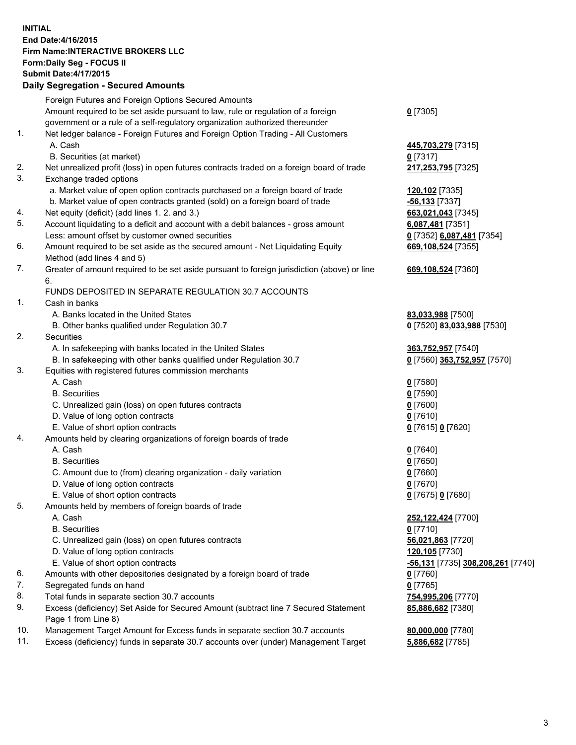**INITIAL**
**End Date:4/16/2015**
**Firm Name:INTERACTIVE BROKERS LLC**
**Form:Daily Seg - FOCUS II**
**Submit Date:4/17/2015**

## Daily Segregation - Secured Amounts

| | | |
|---|---|---|
| | Foreign Futures and Foreign Options Secured Amounts | |
| | Amount required to be set aside pursuant to law, rule or regulation of a foreign government or a rule of a self-regulatory organization authorized thereunder | **0** [7305] |
| 1. | Net ledger balance - Foreign Futures and Foreign Option Trading - All Customers | |
| | A. Cash | **445,703,279** [7315] |
| | B. Securities (at market) | **0** [7317] |
| 2. | Net unrealized profit (loss) in open futures contracts traded on a foreign board of trade | **217,253,795** [7325] |
| 3. | Exchange traded options | |
| | a. Market value of open option contracts purchased on a foreign board of trade | **120,102** [7335] |
| | b. Market value of open contracts granted (sold) on a foreign board of trade | **-56,133** [7337] |
| 4. | Net equity (deficit) (add lines 1. 2. and 3.) | **663,021,043** [7345] |
| 5. | Account liquidating to a deficit and account with a debit balances - gross amount | **6,087,481** [7351] |
| | Less: amount offset by customer owned securities | **0** [7352] **6,087,481** [7354] |
| 6. | Amount required to be set aside as the secured amount - Net Liquidating Equity Method (add lines 4 and 5) | **669,108,524** [7355] |
| 7. | Greater of amount required to be set aside pursuant to foreign jurisdiction (above) or line 6. | **669,108,524** [7360] |
| | FUNDS DEPOSITED IN SEPARATE REGULATION 30.7 ACCOUNTS | |
| 1. | Cash in banks | |
| | A. Banks located in the United States | **83,033,988** [7500] |
| | B. Other banks qualified under Regulation 30.7 | **0** [7520] **83,033,988** [7530] |
| 2. | Securities | |
| | A. In safekeeping with banks located in the United States | **363,752,957** [7540] |
| | B. In safekeeping with other banks qualified under Regulation 30.7 | **0** [7560] **363,752,957** [7570] |
| 3. | Equities with registered futures commission merchants | |
| | A. Cash | **0** [7580] |
| | B. Securities | **0** [7590] |
| | C. Unrealized gain (loss) on open futures contracts | **0** [7600] |
| | D. Value of long option contracts | **0** [7610] |
| | E. Value of short option contracts | **0** [7615] **0** [7620] |
| 4. | Amounts held by clearing organizations of foreign boards of trade | |
| | A. Cash | **0** [7640] |
| | B. Securities | **0** [7650] |
| | C. Amount due to (from) clearing organization - daily variation | **0** [7660] |
| | D. Value of long option contracts | **0** [7670] |
| | E. Value of short option contracts | **0** [7675] **0** [7680] |
| 5. | Amounts held by members of foreign boards of trade | |
| | A. Cash | **252,122,424** [7700] |
| | B. Securities | **0** [7710] |
| | C. Unrealized gain (loss) on open futures contracts | **56,021,863** [7720] |
| | D. Value of long option contracts | **120,105** [7730] |
| | E. Value of short option contracts | **-56,131** [7735] **308,208,261** [7740] |
| 6. | Amounts with other depositories designated by a foreign board of trade | **0** [7760] |
| 7. | Segregated funds on hand | **0** [7765] |
| 8. | Total funds in separate section 30.7 accounts | **754,995,206** [7770] |
| 9. | Excess (deficiency) Set Aside for Secured Amount (subtract line 7 Secured Statement Page 1 from Line 8) | **85,886,682** [7380] |
| 10. | Management Target Amount for Excess funds in separate section 30.7 accounts | **80,000,000** [7780] |
| 11. | Excess (deficiency) funds in separate 30.7 accounts over (under) Management Target | **5,886,682** [7785] |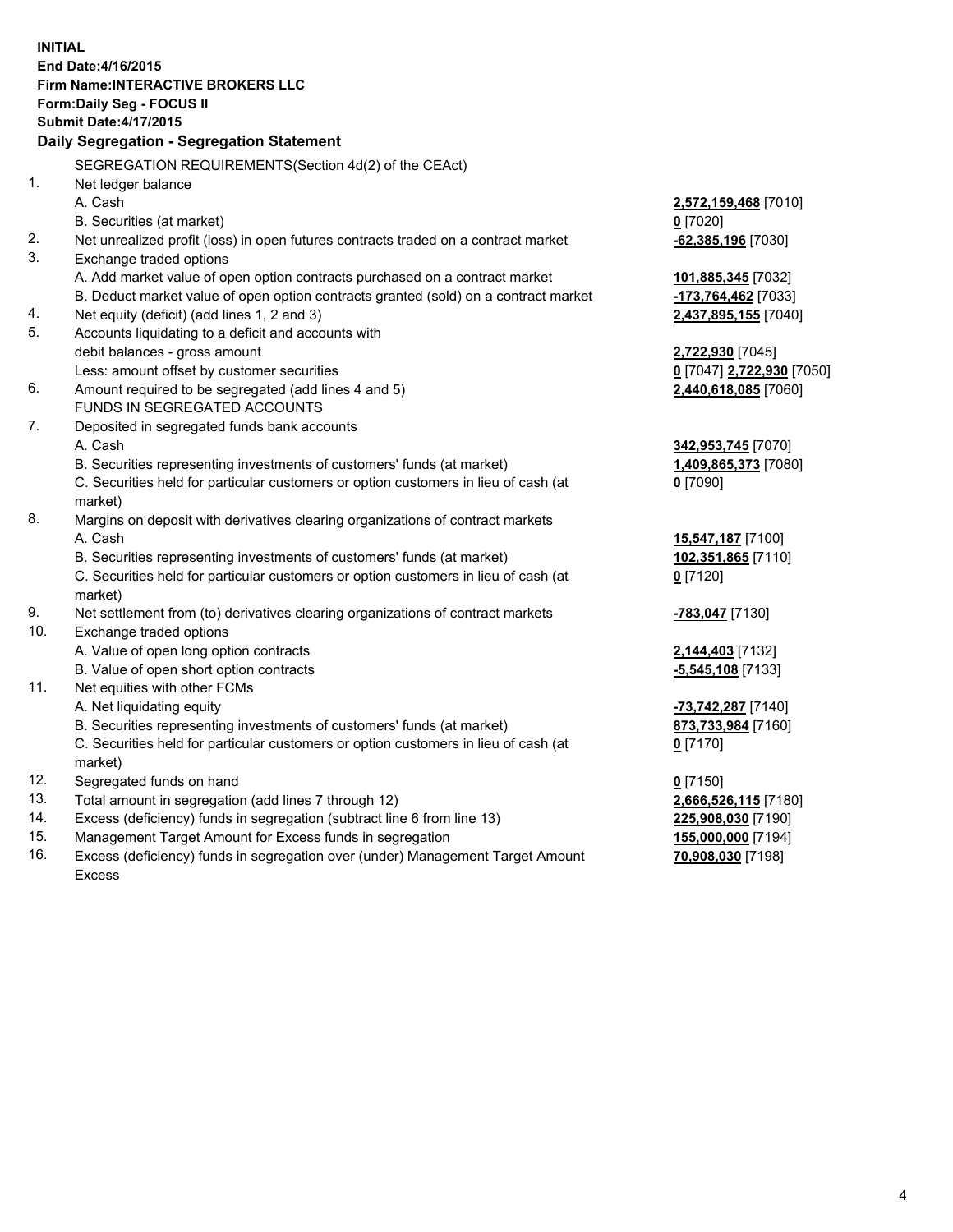**INITIAL**
**End Date:4/16/2015**
**Firm Name:INTERACTIVE BROKERS LLC**
**Form:Daily Seg - FOCUS II**
**Submit Date:4/17/2015**

## Daily Segregation - Segregation Statement

| | | |
|---|---|---|
| | SEGREGATION REQUIREMENTS(Section 4d(2) of the CEAct) | |
| 1. | Net ledger balance | |
| | A. Cash | **2,572,159,468** [7010] |
| | B. Securities (at market) | **0** [7020] |
| 2. | Net unrealized profit (loss) in open futures contracts traded on a contract market | **-62,385,196** [7030] |
| 3. | Exchange traded options | |
| | A. Add market value of open option contracts purchased on a contract market | **101,885,345** [7032] |
| | B. Deduct market value of open option contracts granted (sold) on a contract market | **-173,764,462** [7033] |
| 4. | Net equity (deficit) (add lines 1, 2 and 3) | **2,437,895,155** [7040] |
| 5. | Accounts liquidating to a deficit and accounts with debit balances - gross amount | **2,722,930** [7045] |
| | Less: amount offset by customer securities | **0** [7047] **2,722,930** [7050] |
| 6. | Amount required to be segregated (add lines 4 and 5) | **2,440,618,085** [7060] |
| | FUNDS IN SEGREGATED ACCOUNTS | |
| 7. | Deposited in segregated funds bank accounts | |
| | A. Cash | **342,953,745** [7070] |
| | B. Securities representing investments of customers' funds (at market) | **1,409,865,373** [7080] |
| | C. Securities held for particular customers or option customers in lieu of cash (at market) | **0** [7090] |
| 8. | Margins on deposit with derivatives clearing organizations of contract markets | |
| | A. Cash | **15,547,187** [7100] |
| | B. Securities representing investments of customers' funds (at market) | **102,351,865** [7110] |
| | C. Securities held for particular customers or option customers in lieu of cash (at market) | **0** [7120] |
| 9. | Net settlement from (to) derivatives clearing organizations of contract markets | **-783,047** [7130] |
| 10. | Exchange traded options | |
| | A. Value of open long option contracts | **2,144,403** [7132] |
| | B. Value of open short option contracts | **-5,545,108** [7133] |
| 11. | Net equities with other FCMs | |
| | A. Net liquidating equity | **-73,742,287** [7140] |
| | B. Securities representing investments of customers' funds (at market) | **873,733,984** [7160] |
| | C. Securities held for particular customers or option customers in lieu of cash (at market) | **0** [7170] |
| 12. | Segregated funds on hand | **0** [7150] |
| 13. | Total amount in segregation (add lines 7 through 12) | **2,666,526,115** [7180] |
| 14. | Excess (deficiency) funds in segregation (subtract line 6 from line 13) | **225,908,030** [7190] |
| 15. | Management Target Amount for Excess funds in segregation | **155,000,000** [7194] |
| 16. | Excess (deficiency) funds in segregation over (under) Management Target Amount Excess | **70,908,030** [7198] |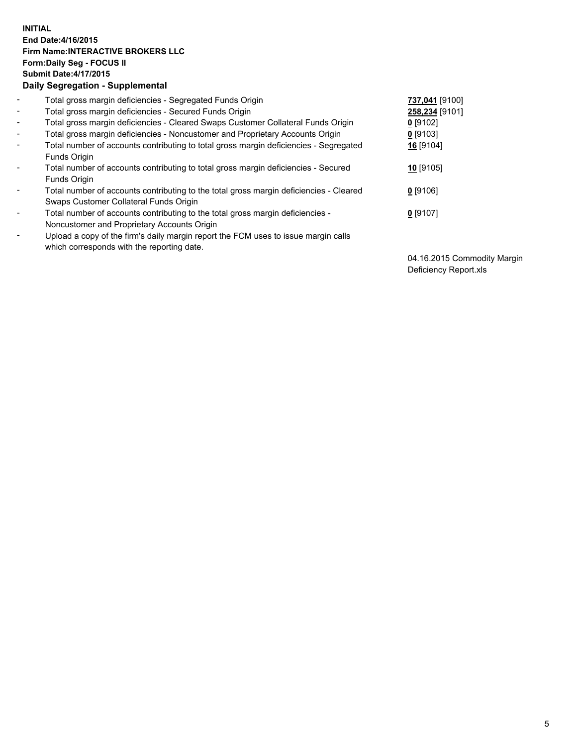**INITIAL**
**End Date:4/16/2015**
**Firm Name:INTERACTIVE BROKERS LLC**
**Form:Daily Seg - FOCUS II**
**Submit Date:4/17/2015**

**Daily Segregation - Supplemental**

| | | |
|---|---|---|
| - | Total gross margin deficiencies - Segregated Funds Origin | **737,041** [9100] |
| - | Total gross margin deficiencies - Secured Funds Origin | **258,234** [9101] |
| - | Total gross margin deficiencies - Cleared Swaps Customer Collateral Funds Origin | **0** [9102] |
| - | Total gross margin deficiencies - Noncustomer and Proprietary Accounts Origin | **0** [9103] |
| - | Total number of accounts contributing to total gross margin deficiencies - Segregated Funds Origin | **16** [9104] |
| - | Total number of accounts contributing to total gross margin deficiencies - Secured Funds Origin | **10** [9105] |
| - | Total number of accounts contributing to the total gross margin deficiencies - Cleared Swaps Customer Collateral Funds Origin | **0** [9106] |
| - | Total number of accounts contributing to the total gross margin deficiencies - Noncustomer and Proprietary Accounts Origin | **0** [9107] |
| - | Upload a copy of the firm's daily margin report the FCM uses to issue margin calls which corresponds with the reporting date. | 04.16.2015 Commodity Margin Deficiency Report.xls |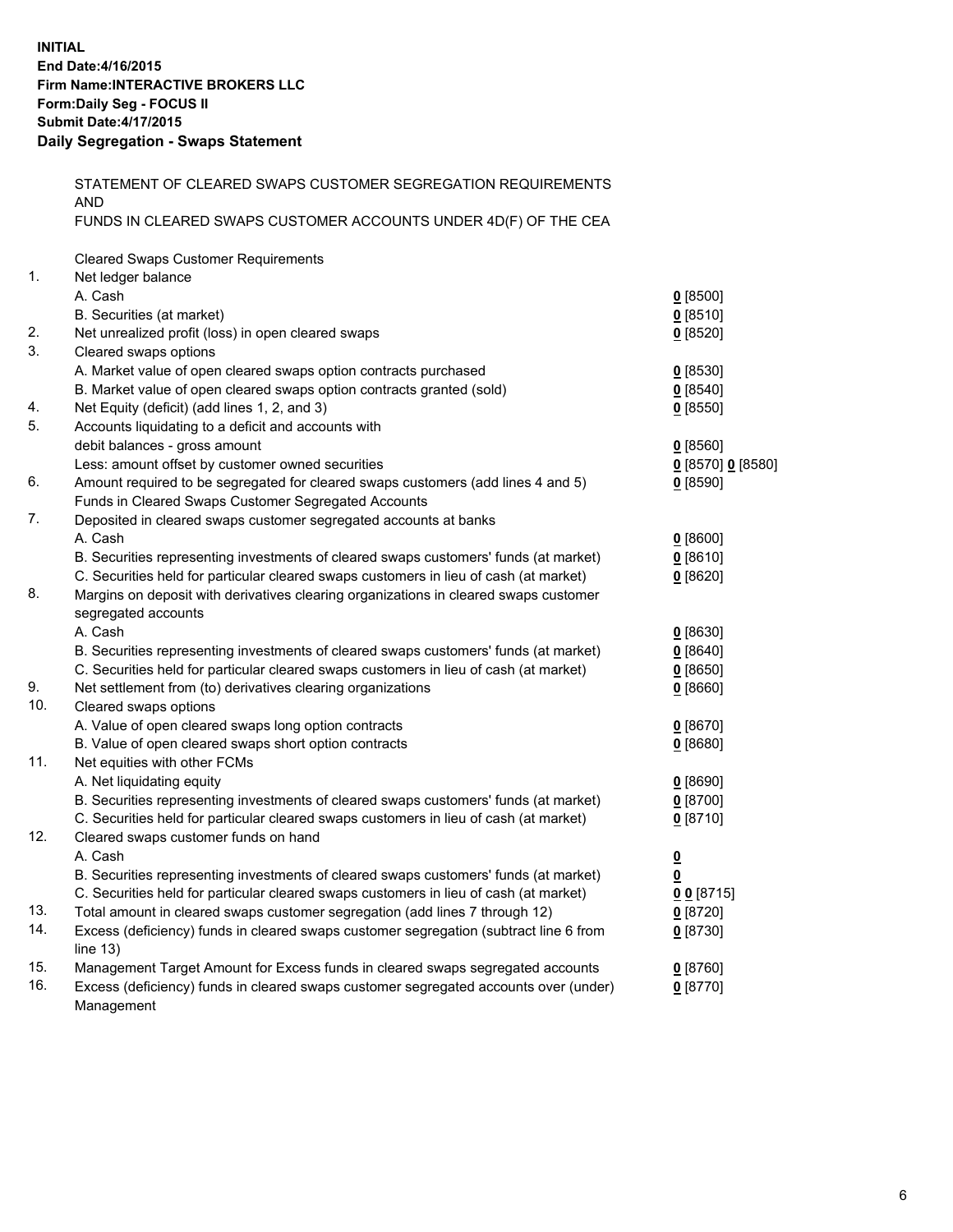**INITIAL**
**End Date:4/16/2015**
**Firm Name:INTERACTIVE BROKERS LLC**
**Form:Daily Seg - FOCUS II**
**Submit Date:4/17/2015**
**Daily Segregation - Swaps Statement**

STATEMENT OF CLEARED SWAPS CUSTOMER SEGREGATION REQUIREMENTS AND FUNDS IN CLEARED SWAPS CUSTOMER ACCOUNTS UNDER 4D(F) OF THE CEA

| | | |
|---|---|---|
| | Cleared Swaps Customer Requirements | |
| 1. | Net ledger balance | |
| | A. Cash | 0 [8500] |
| | B. Securities (at market) | 0 [8510] |
| 2. | Net unrealized profit (loss) in open cleared swaps | 0 [8520] |
| 3. | Cleared swaps options | |
| | A. Market value of open cleared swaps option contracts purchased | 0 [8530] |
| | B. Market value of open cleared swaps option contracts granted (sold) | 0 [8540] |
| 4. | Net Equity (deficit) (add lines 1, 2, and 3) | 0 [8550] |
| 5. | Accounts liquidating to a deficit and accounts with debit balances - gross amount | 0 [8560] |
| | Less: amount offset by customer owned securities | 0 [8570] 0 [8580] |
| 6. | Amount required to be segregated for cleared swaps customers (add lines 4 and 5) | 0 [8590] |
| | Funds in Cleared Swaps Customer Segregated Accounts | |
| 7. | Deposited in cleared swaps customer segregated accounts at banks | |
| | A. Cash | 0 [8600] |
| | B. Securities representing investments of cleared swaps customers' funds (at market) | 0 [8610] |
| | C. Securities held for particular cleared swaps customers in lieu of cash (at market) | 0 [8620] |
| 8. | Margins on deposit with derivatives clearing organizations in cleared swaps customer segregated accounts | |
| | A. Cash | 0 [8630] |
| | B. Securities representing investments of cleared swaps customers' funds (at market) | 0 [8640] |
| | C. Securities held for particular cleared swaps customers in lieu of cash (at market) | 0 [8650] |
| 9. | Net settlement from (to) derivatives clearing organizations | 0 [8660] |
| 10. | Cleared swaps options | |
| | A. Value of open cleared swaps long option contracts | 0 [8670] |
| | B. Value of open cleared swaps short option contracts | 0 [8680] |
| 11. | Net equities with other FCMs | |
| | A. Net liquidating equity | 0 [8690] |
| | B. Securities representing investments of cleared swaps customers' funds (at market) | 0 [8700] |
| | C. Securities held for particular cleared swaps customers in lieu of cash (at market) | 0 [8710] |
| 12. | Cleared swaps customer funds on hand | |
| | A. Cash | 0 |
| | B. Securities representing investments of cleared swaps customers' funds (at market) | 0 |
| | C. Securities held for particular cleared swaps customers in lieu of cash (at market) | 0 0 [8715] |
| 13. | Total amount in cleared swaps customer segregation (add lines 7 through 12) | 0 [8720] |
| 14. | Excess (deficiency) funds in cleared swaps customer segregation (subtract line 6 from line 13) | 0 [8730] |
| 15. | Management Target Amount for Excess funds in cleared swaps segregated accounts | 0 [8760] |
| 16. | Excess (deficiency) funds in cleared swaps customer segregated accounts over (under) Management | 0 [8770] |